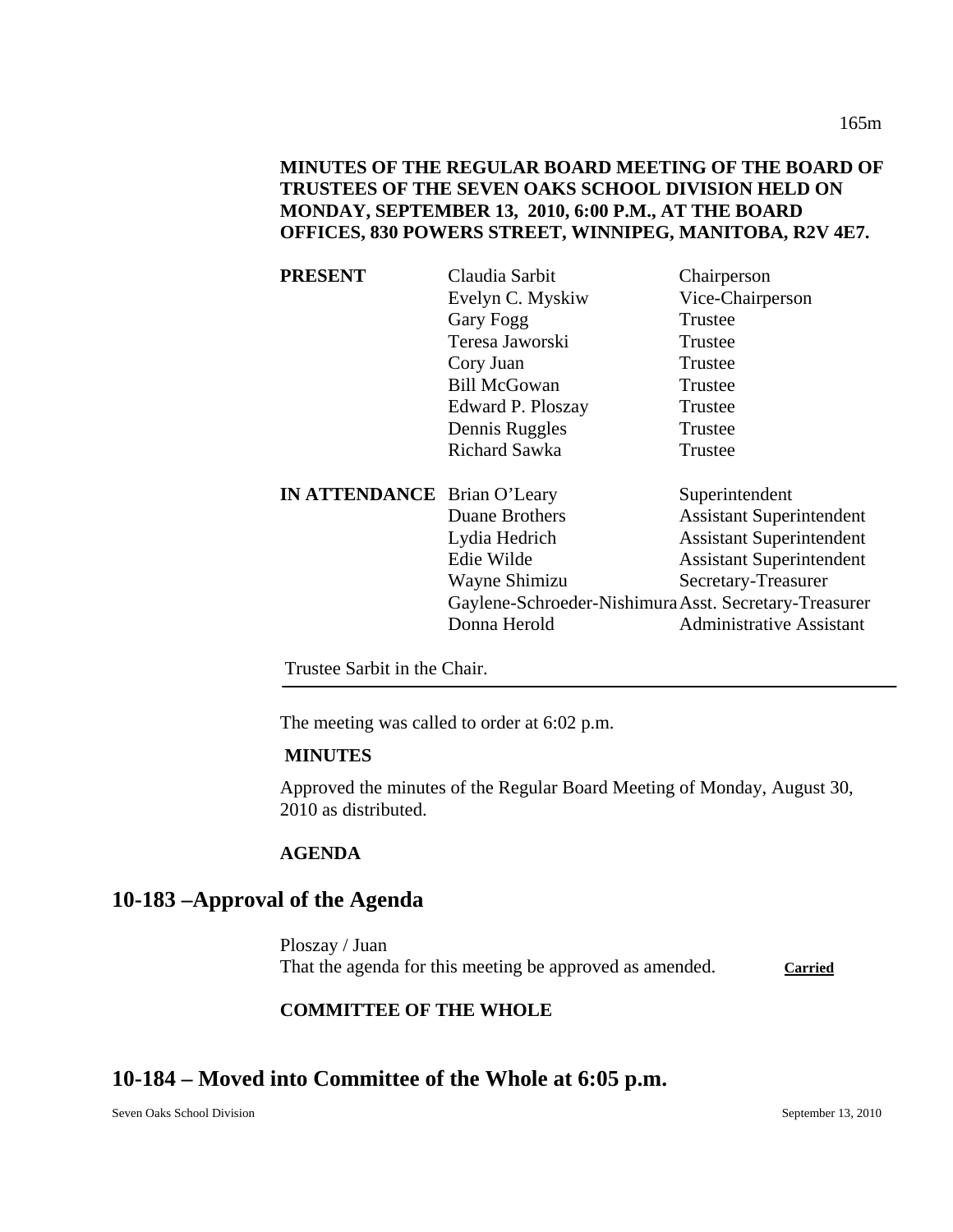**MINUTES OF THE REGULAR BOARD MEETING OF THE BOARD OF TRUSTEES OF THE SEVEN OAKS SCHOOL DIVISION HELD ON MONDAY, SEPTEMBER 13, 2010, 6:00 P.M., AT THE BOARD OFFICES, 830 POWERS STREET, WINNIPEG, MANITOBA, R2V 4E7.**

| | | |
|---|---|---|
| **PRESENT** | Claudia Sarbit | Chairperson |
| | Evelyn C. Myskiw | Vice-Chairperson |
| | Gary Fogg | Trustee |
| | Teresa Jaworski | Trustee |
| | Cory Juan | Trustee |
| | Bill McGowan | Trustee |
| | Edward P. Ploszay | Trustee |
| | Dennis Ruggles | Trustee |
| | Richard Sawka | Trustee |
| **IN ATTENDANCE** | Brian O'Leary | Superintendent |
| | Duane Brothers | Assistant Superintendent |
| | Lydia Hedrich | Assistant Superintendent |
| | Edie Wilde | Assistant Superintendent |
| | Wayne Shimizu | Secretary-Treasurer |
| | Gaylene-Schroeder-Nishimura | Asst. Secretary-Treasurer |
| | Donna Herold | Administrative Assistant |

Trustee Sarbit in the Chair.

---

The meeting was called to order at 6:02 p.m.

**MINUTES**

Approved the minutes of the Regular Board Meeting of Monday, August 30, 2010 as distributed.

**AGENDA**

## 10-183 –Approval of the Agenda

Ploszay / Juan
That the agenda for this meeting be approved as amended. **Carried**

**COMMITTEE OF THE WHOLE**

## 10-184 – Moved into Committee of the Whole at 6:05 p.m.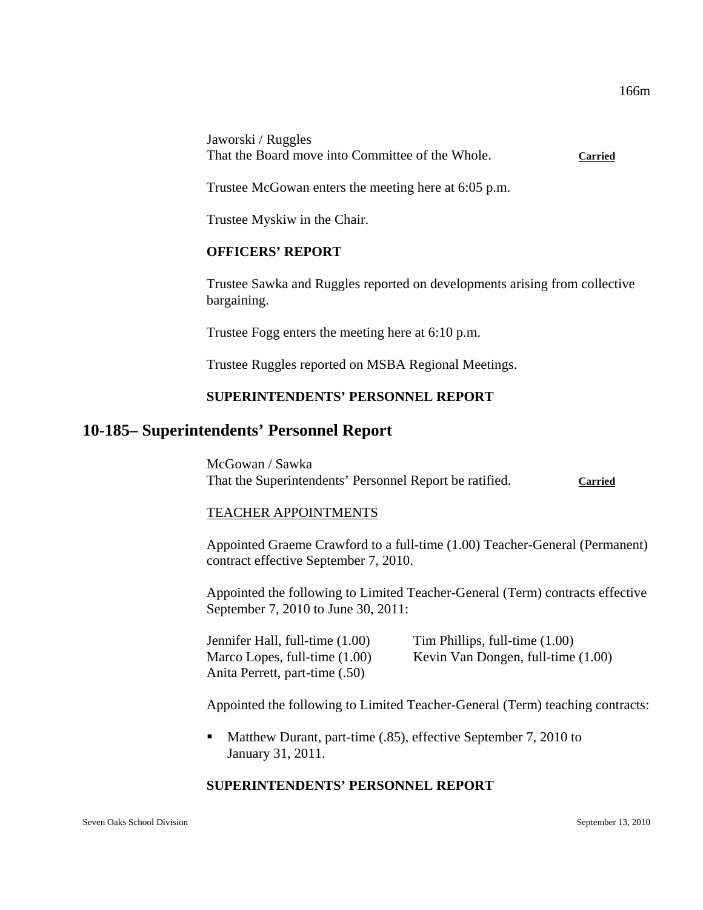Jaworski / Ruggles
That the Board move into Committee of the Whole. **Carried**

Trustee McGowan enters the meeting here at 6:05 p.m.

Trustee Myskiw in the Chair.

**OFFICERS' REPORT**

Trustee Sawka and Ruggles reported on developments arising from collective bargaining.

Trustee Fogg enters the meeting here at 6:10 p.m.

Trustee Ruggles reported on MSBA Regional Meetings.

**SUPERINTENDENTS' PERSONNEL REPORT**

## 10-185– Superintendents' Personnel Report

McGowan / Sawka
That the Superintendents' Personnel Report be ratified. **Carried**

TEACHER APPOINTMENTS

Appointed Graeme Crawford to a full-time (1.00) Teacher-General (Permanent) contract effective September 7, 2010.

Appointed the following to Limited Teacher-General (Term) contracts effective September 7, 2010 to June 30, 2011:

Jennifer Hall, full-time (1.00)
Marco Lopes, full-time (1.00)
Anita Perrett, part-time (.50)
Tim Phillips, full-time (1.00)
Kevin Van Dongen, full-time (1.00)

Appointed the following to Limited Teacher-General (Term) teaching contracts:

- Matthew Durant, part-time (.85), effective September 7, 2010 to January 31, 2011.

**SUPERINTENDENTS' PERSONNEL REPORT**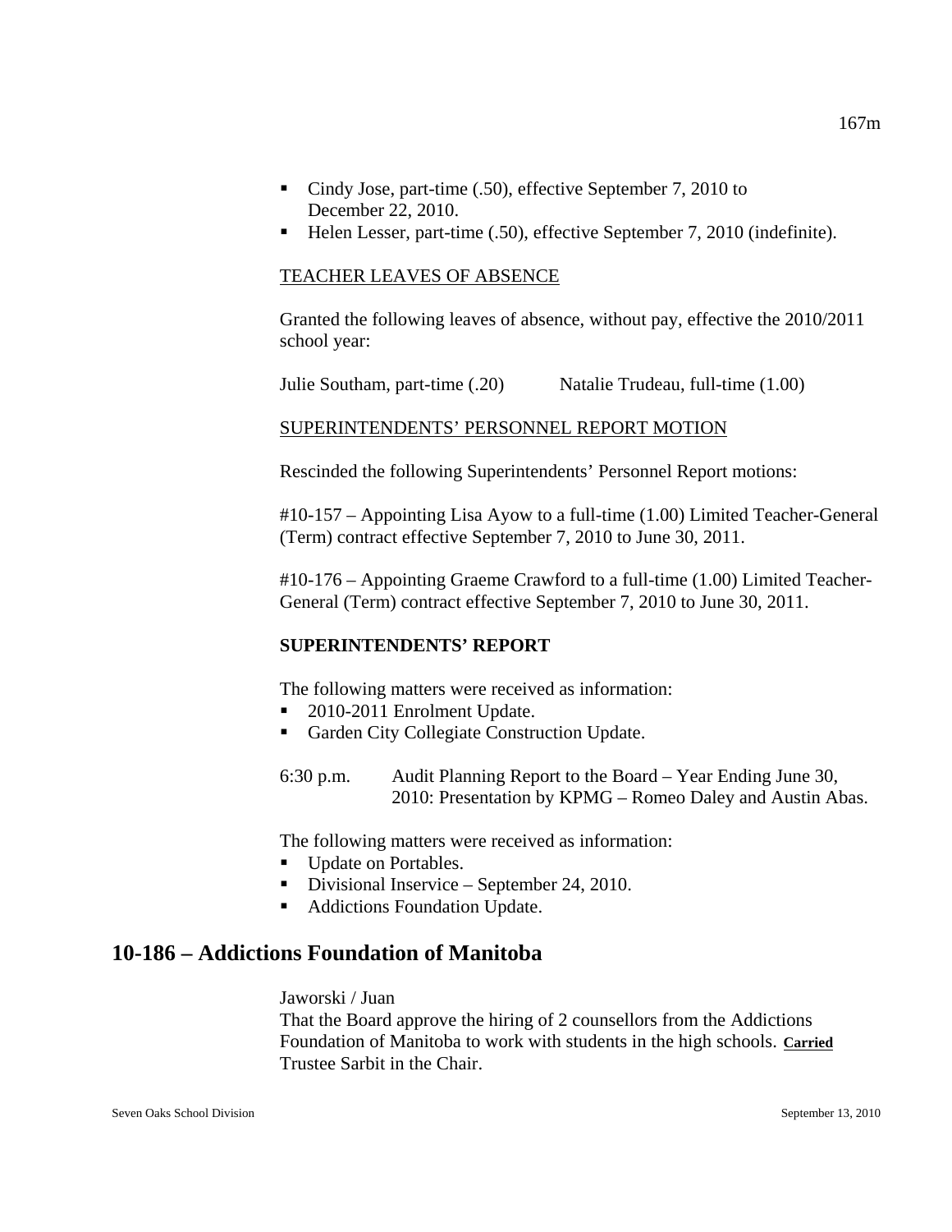- Cindy Jose, part-time (.50), effective September 7, 2010 to December 22, 2010.
- Helen Lesser, part-time (.50), effective September 7, 2010 (indefinite).

TEACHER LEAVES OF ABSENCE

Granted the following leaves of absence, without pay, effective the 2010/2011 school year:

Julie Southam, part-time (.20) Natalie Trudeau, full-time (1.00)

SUPERINTENDENTS' PERSONNEL REPORT MOTION

Rescinded the following Superintendents' Personnel Report motions:

#10-157 – Appointing Lisa Ayow to a full-time (1.00) Limited Teacher-General (Term) contract effective September 7, 2010 to June 30, 2011.

#10-176 – Appointing Graeme Crawford to a full-time (1.00) Limited Teacher-General (Term) contract effective September 7, 2010 to June 30, 2011.

**SUPERINTENDENTS' REPORT**

The following matters were received as information:

- 2010-2011 Enrolment Update.
- Garden City Collegiate Construction Update.

6:30 p.m. Audit Planning Report to the Board – Year Ending June 30, 2010: Presentation by KPMG – Romeo Daley and Austin Abas.

The following matters were received as information:

- Update on Portables.
- Divisional Inservice – September 24, 2010.
- Addictions Foundation Update.

## 10-186 – Addictions Foundation of Manitoba

Jaworski / Juan
That the Board approve the hiring of 2 counsellors from the Addictions Foundation of Manitoba to work with students in the high schools. **Carried**
Trustee Sarbit in the Chair.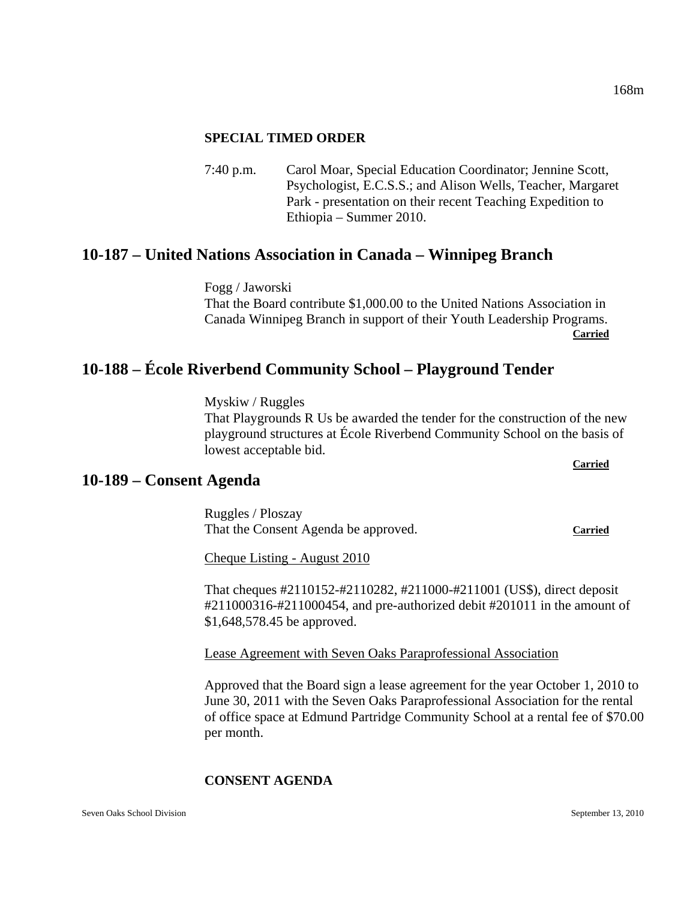**SPECIAL TIMED ORDER**

7:40 p.m. Carol Moar, Special Education Coordinator; Jennine Scott, Psychologist, E.C.S.S.; and Alison Wells, Teacher, Margaret Park - presentation on their recent Teaching Expedition to Ethiopia – Summer 2010.

## 10-187 – United Nations Association in Canada – Winnipeg Branch

Fogg / Jaworski
That the Board contribute $1,000.00 to the United Nations Association in Canada Winnipeg Branch in support of their Youth Leadership Programs.
**Carried**

## 10-188 – École Riverbend Community School – Playground Tender

Myskiw / Ruggles
That Playgrounds R Us be awarded the tender for the construction of the new playground structures at École Riverbend Community School on the basis of lowest acceptable bid.
**Carried**

## 10-189 – Consent Agenda

Ruggles / Ploszay
That the Consent Agenda be approved. **Carried**

Cheque Listing - August 2010

That cheques #2110152-#2110282, #211000-#211001 (US$), direct deposit #211000316-#211000454, and pre-authorized debit #201011 in the amount of $1,648,578.45 be approved.

Lease Agreement with Seven Oaks Paraprofessional Association

Approved that the Board sign a lease agreement for the year October 1, 2010 to June 30, 2011 with the Seven Oaks Paraprofessional Association for the rental of office space at Edmund Partridge Community School at a rental fee of $70.00 per month.

**CONSENT AGENDA**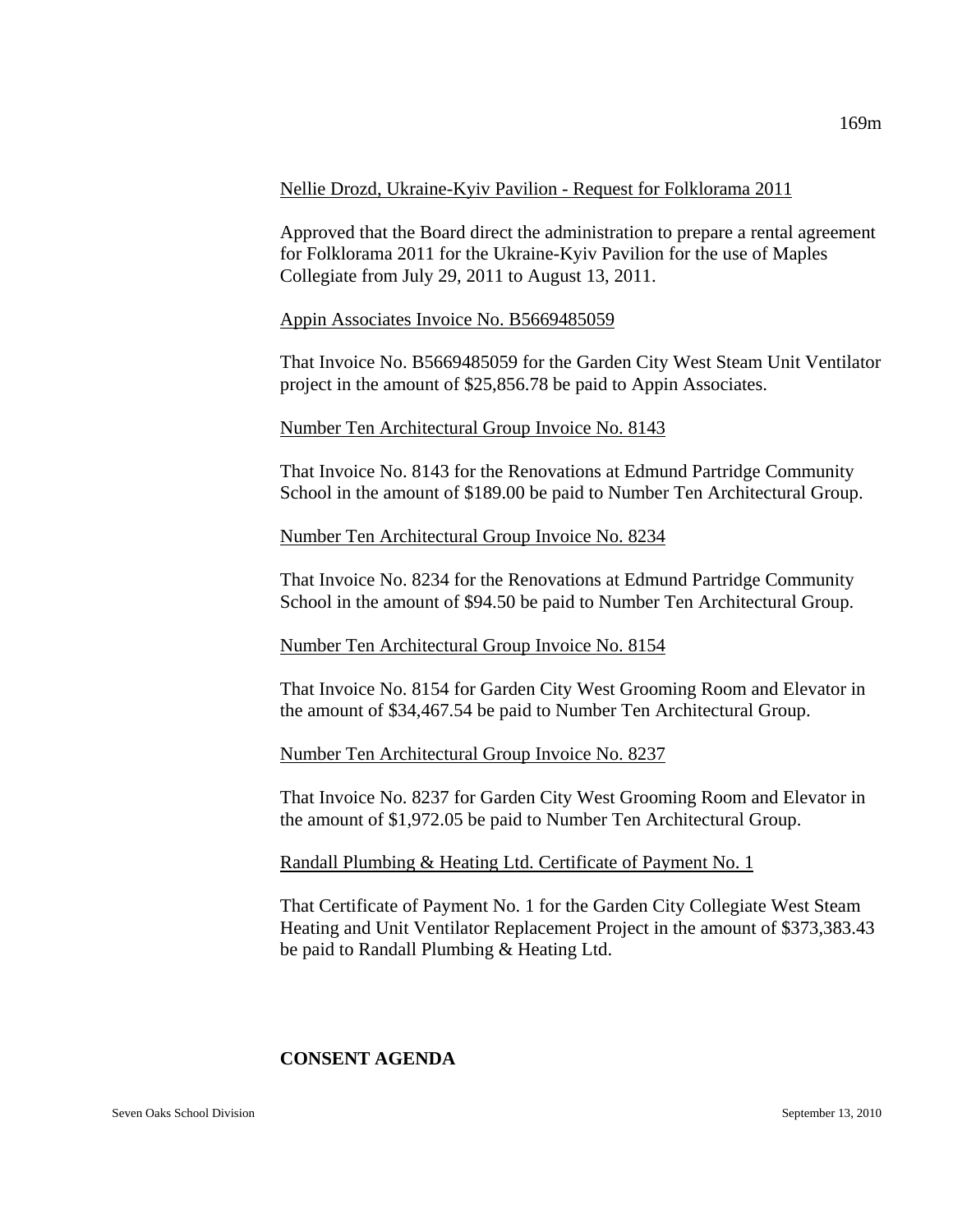Nellie Drozd, Ukraine-Kyiv Pavilion - Request for Folklorama 2011

Approved that the Board direct the administration to prepare a rental agreement for Folklorama 2011 for the Ukraine-Kyiv Pavilion for the use of Maples Collegiate from July 29, 2011 to August 13, 2011.

Appin Associates Invoice No. B5669485059

That Invoice No. B5669485059 for the Garden City West Steam Unit Ventilator project in the amount of $25,856.78 be paid to Appin Associates.

Number Ten Architectural Group Invoice No. 8143

That Invoice No. 8143 for the Renovations at Edmund Partridge Community School in the amount of $189.00 be paid to Number Ten Architectural Group.

Number Ten Architectural Group Invoice No. 8234

That Invoice No. 8234 for the Renovations at Edmund Partridge Community School in the amount of $94.50 be paid to Number Ten Architectural Group.

Number Ten Architectural Group Invoice No. 8154

That Invoice No. 8154 for Garden City West Grooming Room and Elevator in the amount of $34,467.54 be paid to Number Ten Architectural Group.

Number Ten Architectural Group Invoice No. 8237

That Invoice No. 8237 for Garden City West Grooming Room and Elevator in the amount of $1,972.05 be paid to Number Ten Architectural Group.

Randall Plumbing & Heating Ltd. Certificate of Payment No. 1

That Certificate of Payment No. 1 for the Garden City Collegiate West Steam Heating and Unit Ventilator Replacement Project in the amount of $373,383.43 be paid to Randall Plumbing & Heating Ltd.

**CONSENT AGENDA**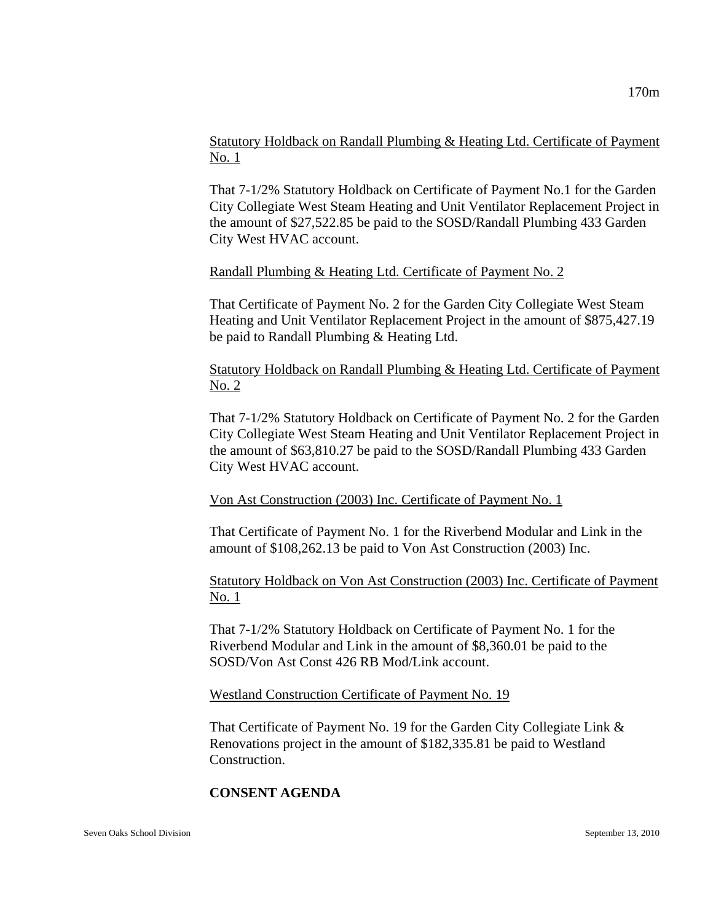Statutory Holdback on Randall Plumbing & Heating Ltd. Certificate of Payment No. 1

That 7-1/2% Statutory Holdback on Certificate of Payment No.1 for the Garden City Collegiate West Steam Heating and Unit Ventilator Replacement Project in the amount of $27,522.85 be paid to the SOSD/Randall Plumbing 433 Garden City West HVAC account.

Randall Plumbing & Heating Ltd. Certificate of Payment No. 2

That Certificate of Payment No. 2 for the Garden City Collegiate West Steam Heating and Unit Ventilator Replacement Project in the amount of $875,427.19 be paid to Randall Plumbing & Heating Ltd.

Statutory Holdback on Randall Plumbing & Heating Ltd. Certificate of Payment No. 2

That 7-1/2% Statutory Holdback on Certificate of Payment No. 2 for the Garden City Collegiate West Steam Heating and Unit Ventilator Replacement Project in the amount of $63,810.27 be paid to the SOSD/Randall Plumbing 433 Garden City West HVAC account.

Von Ast Construction (2003) Inc. Certificate of Payment No. 1

That Certificate of Payment No. 1 for the Riverbend Modular and Link in the amount of $108,262.13 be paid to Von Ast Construction (2003) Inc.

Statutory Holdback on Von Ast Construction (2003) Inc. Certificate of Payment No. 1

That 7-1/2% Statutory Holdback on Certificate of Payment No. 1 for the Riverbend Modular and Link in the amount of $8,360.01 be paid to the SOSD/Von Ast Const 426 RB Mod/Link account.

Westland Construction Certificate of Payment No. 19

That Certificate of Payment No. 19 for the Garden City Collegiate Link & Renovations project in the amount of $182,335.81 be paid to Westland Construction.

**CONSENT AGENDA**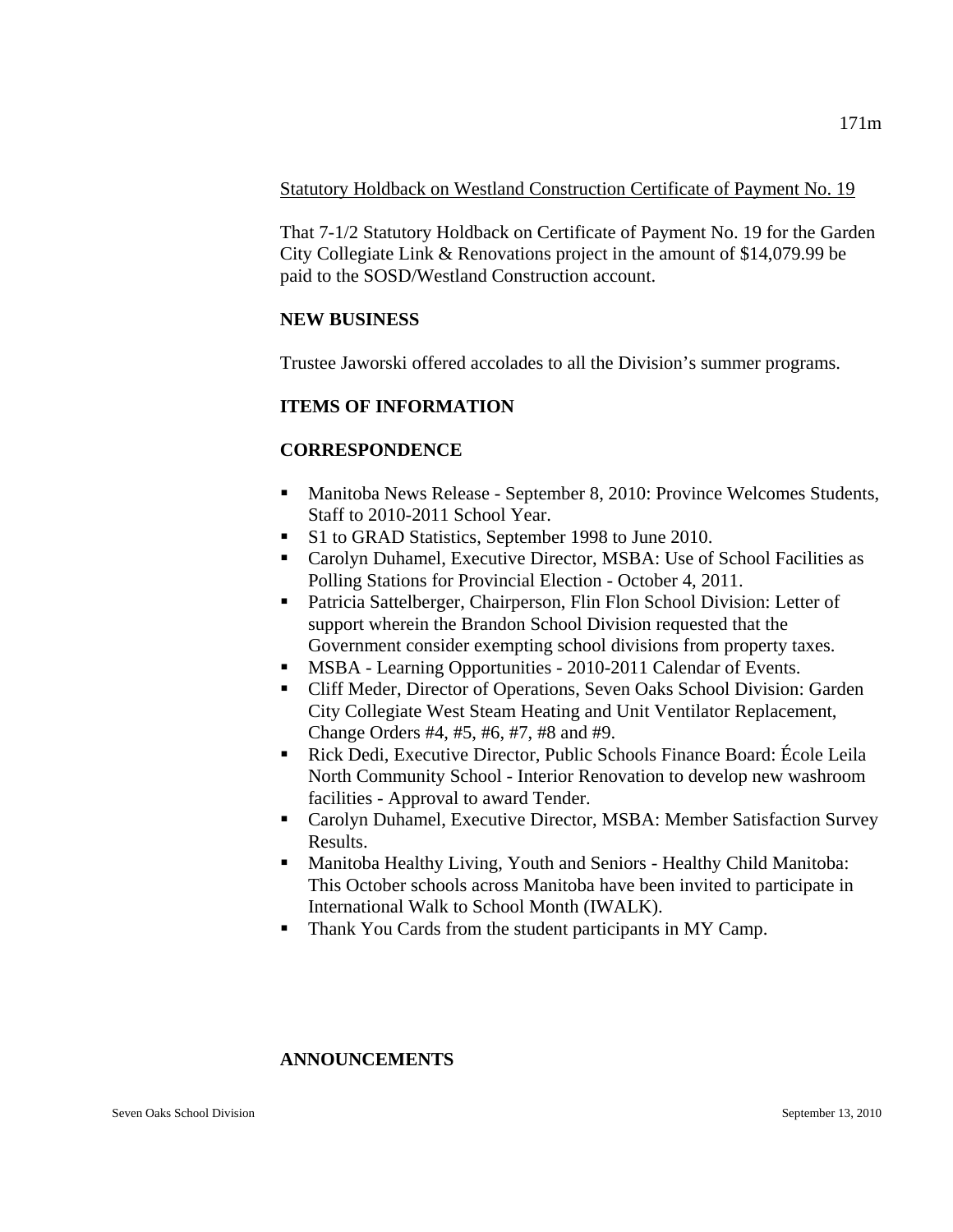Statistutory Holdback on Westland Construction Certificate of Payment No. 19

That 7-1/2 Statutory Holdback on Certificate of Payment No. 19 for the Garden City Collegiate Link & Renovations project in the amount of $14,079.99 be paid to the SOSD/Westland Construction account.

**NEW BUSINESS**

Trustee Jaworski offered accolades to all the Division's summer programs.

**ITEMS OF INFORMATION**

**CORRESPONDENCE**

- Manitoba News Release - September 8, 2010: Province Welcomes Students, Staff to 2010-2011 School Year.
- S1 to GRAD Statistics, September 1998 to June 2010.
- Carolyn Duhamel, Executive Director, MSBA: Use of School Facilities as Polling Stations for Provincial Election - October 4, 2011.
- Patricia Sattelberger, Chairperson, Flin Flon School Division: Letter of support wherein the Brandon School Division requested that the Government consider exempting school divisions from property taxes.
- MSBA - Learning Opportunities - 2010-2011 Calendar of Events.
- Cliff Meder, Director of Operations, Seven Oaks School Division: Garden City Collegiate West Steam Heating and Unit Ventilator Replacement, Change Orders #4, #5, #6, #7, #8 and #9.
- Rick Dedi, Executive Director, Public Schools Finance Board: École Leila North Community School - Interior Renovation to develop new washroom facilities - Approval to award Tender.
- Carolyn Duhamel, Executive Director, MSBA: Member Satisfaction Survey Results.
- Manitoba Healthy Living, Youth and Seniors - Healthy Child Manitoba: This October schools across Manitoba have been invited to participate in International Walk to School Month (IWALK).
- Thank You Cards from the student participants in MY Camp.

**ANNOUNCEMENTS**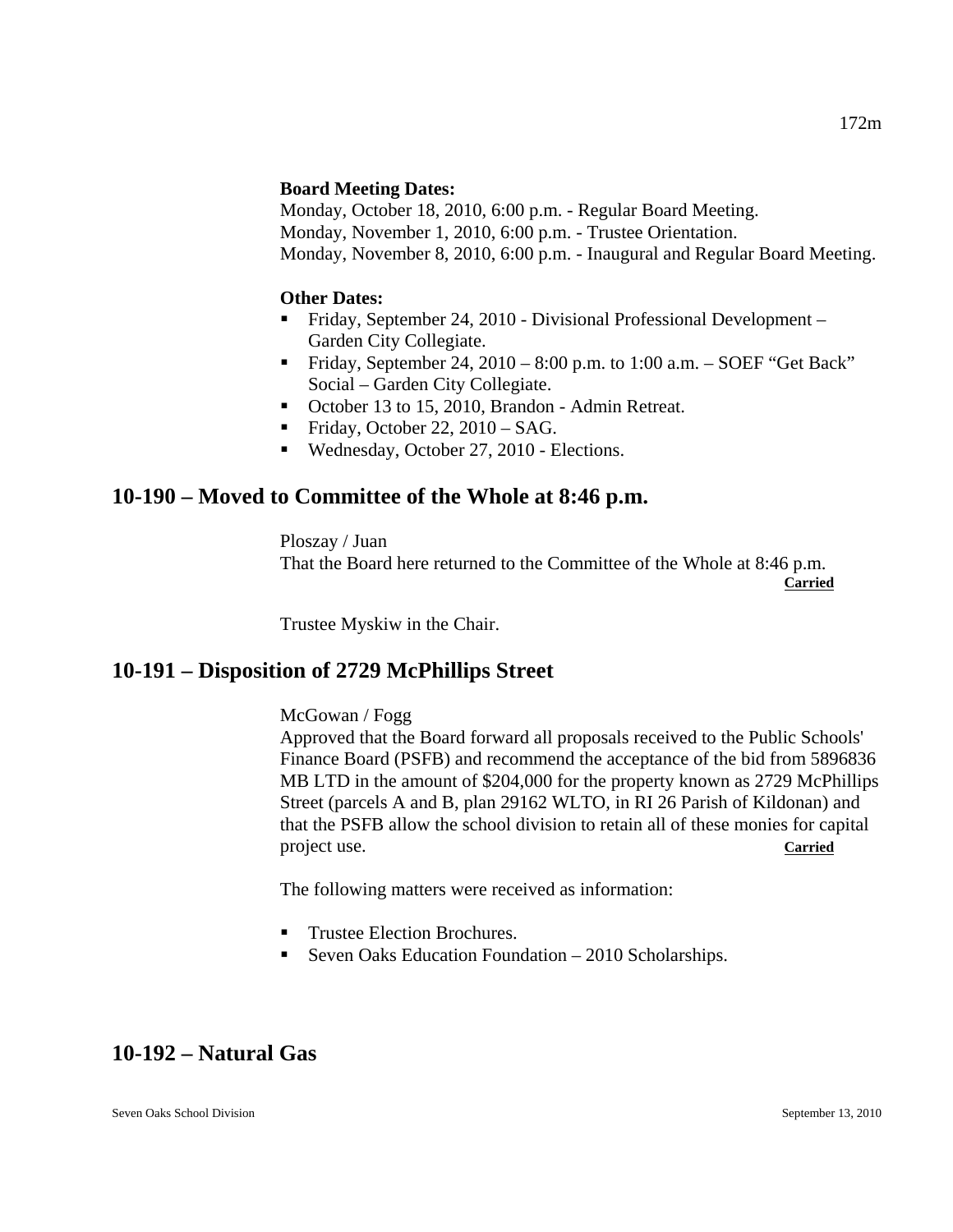**Board Meeting Dates:**
Monday, October 18, 2010, 6:00 p.m. - Regular Board Meeting.
Monday, November 1, 2010, 6:00 p.m. - Trustee Orientation.
Monday, November 8, 2010, 6:00 p.m. - Inaugural and Regular Board Meeting.

**Other Dates:**

- Friday, September 24, 2010 - Divisional Professional Development – Garden City Collegiate.
- Friday, September 24, 2010 – 8:00 p.m. to 1:00 a.m. – SOEF "Get Back" Social – Garden City Collegiate.
- October 13 to 15, 2010, Brandon - Admin Retreat.
- Friday, October 22, 2010 – SAG.
- Wednesday, October 27, 2010 - Elections.

## 10-190 – Moved to Committee of the Whole at 8:46 p.m.

Ploszay / Juan
That the Board here returned to the Committee of the Whole at 8:46 p.m.
**Carried**

Trustee Myskiw in the Chair.

## 10-191 – Disposition of 2729 McPhillips Street

McGowan / Fogg
Approved that the Board forward all proposals received to the Public Schools' Finance Board (PSFB) and recommend the acceptance of the bid from 5896836 MB LTD in the amount of $204,000 for the property known as 2729 McPhillips Street (parcels A and B, plan 29162 WLTO, in RI 26 Parish of Kildonan) and that the PSFB allow the school division to retain all of these monies for capital project use. **Carried**

The following matters were received as information:

- Trustee Election Brochures.
- Seven Oaks Education Foundation – 2010 Scholarships.

## 10-192 – Natural Gas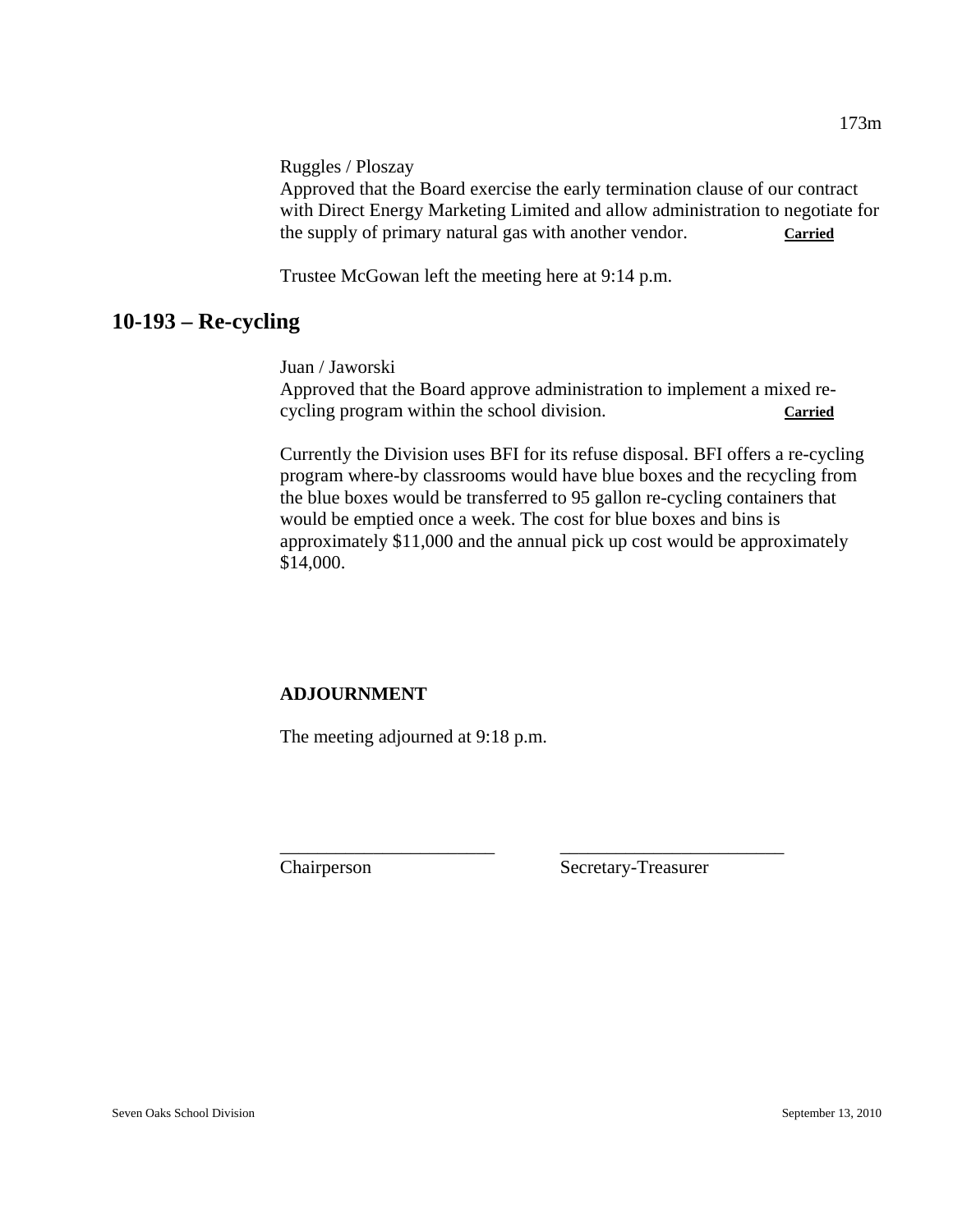Ruggles / Ploszay
Approved that the Board exercise the early termination clause of our contract with Direct Energy Marketing Limited and allow administration to negotiate for the supply of primary natural gas with another vendor. **Carried**

Trustee McGowan left the meeting here at 9:14 p.m.

## 10-193 – Re-cycling

Juan / Jaworski
Approved that the Board approve administration to implement a mixed re-cycling program within the school division. **Carried**

Currently the Division uses BFI for its refuse disposal. BFI offers a re-cycling program where-by classrooms would have blue boxes and the recycling from the blue boxes would be transferred to 95 gallon re-cycling containers that would be emptied once a week. The cost for blue boxes and bins is approximately $11,000 and the annual pick up cost would be approximately $14,000.

**ADJOURNMENT**

The meeting adjourned at 9:18 p.m.

_______________________ _______________________
Chairperson Secretary-Treasurer